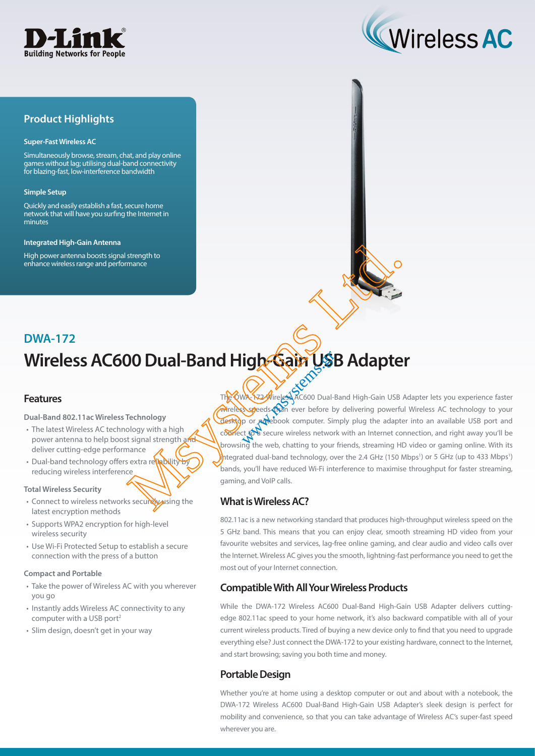D-Link
Building Networks for People

Wireless AC

## Product Highlights

**Super-Fast Wireless AC**

Simultaneously browse, stream, chat, and play online games without lag; utilising dual-band connectivity for blazing-fast, low-interference bandwidth

**Simple Setup**

Quickly and easily establish a fast, secure home network that will have you surfing the Internet in minutes

**Integrated High-Gain Antenna**

High power antenna boosts signal strength to enhance wireless range and performance

## DWA-172

# Wireless AC600 Dual-Band High-Gain USB Adapter

## Features

**Dual-Band 802.11ac Wireless Technology**

- The latest Wireless AC technology with a high power antenna to help boost signal strength and deliver cutting-edge performance
- Dual-band technology offers extra reliability by reducing wireless interference

**Total Wireless Security**

- Connect to wireless networks securely using the latest encryption methods
- Supports WPA2 encryption for high-level wireless security
- Use Wi-Fi Protected Setup to establish a secure connection with the press of a button

**Compact and Portable**

- Take the power of Wireless AC with you wherever you go
- Instantly adds Wireless AC connectivity to any computer with a USB port[2]
- Slim design, doesn't get in your way

The DWA-172 Wireless AC600 Dual-Band High-Gain USB Adapter lets you experience faster wireless speeds than ever before by delivering powerful Wireless AC technology to your desktop or notebook computer. Simply plug the adapter into an available USB port and connect to a secure wireless network with an Internet connection, and right away you'll be browsing the web, chatting to your friends, streaming HD video or gaming online. With its integrated dual-band technology, over the 2.4 GHz (150 Mbps[1]) or 5 GHz (up to 433 Mbps[1]) bands, you'll have reduced Wi-Fi interference to maximise throughput for faster streaming, gaming, and VoIP calls.

## What is Wireless AC?

802.11ac is a new networking standard that produces high-throughput wireless speed on the 5 GHz band. This means that you can enjoy clear, smooth streaming HD video from your favourite websites and services, lag-free online gaming, and clear audio and video calls over the Internet. Wireless AC gives you the smooth, lightning-fast performance you need to get the most out of your Internet connection.

## Compatible With All Your Wireless Products

While the DWA-172 Wireless AC600 Dual-Band High-Gain USB Adapter delivers cutting-edge 802.11ac speed to your home network, it's also backward compatible with all of your current wireless products. Tired of buying a new device only to find that you need to upgrade everything else? Just connect the DWA-172 to your existing hardware, connect to the Internet, and start browsing; saving you both time and money.

## Portable Design

Whether you're at home using a desktop computer or out and about with a notebook, the DWA-172 Wireless AC600 Dual-Band High-Gain USB Adapter's sleek design is perfect for mobility and convenience, so that you can take advantage of Wireless AC's super-fast speed wherever you are.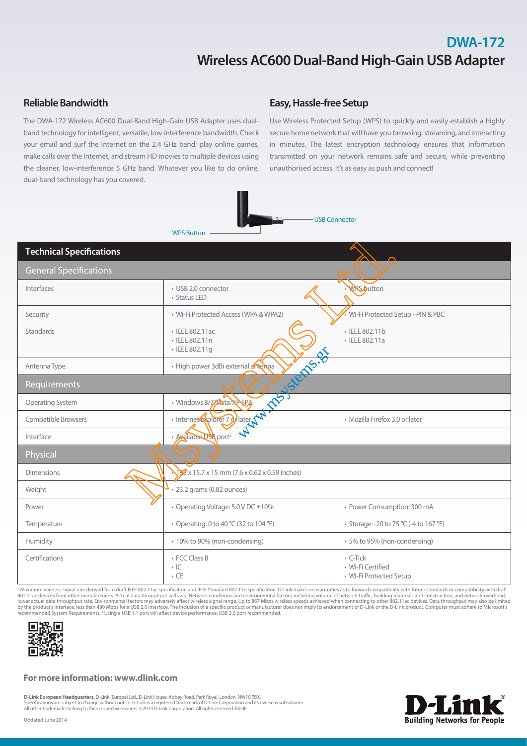# DWA-172

## Wireless AC600 Dual-Band High-Gain USB Adapter

### Reliable Bandwidth

The DWA-172 Wireless AC600 Dual-Band High-Gain USB Adapter uses dual-band technology for intelligent, versatile, low-interference bandwidth. Check your email and surf the Internet on the 2.4 GHz band; play online games, make calls over the Internet, and stream HD movies to multiple devices using the cleaner, low-interference 5 GHz band. Whatever you like to do online, dual-band technology has you covered.

### Easy, Hassle-free Setup

Use Wireless Protected Setup (WPS) to quickly and easily establish a highly secure home network that will have you browsing, streaming, and interacting in minutes. The latest encryption technology ensures that information transmitted on your network remains safe and secure, while preventing unauthorised access. It's as easy as push and connect!

WPS Button

USB Connector

| Technical Specifications | | |
|---|---|---|
| **General Specifications** | | |
| Interfaces | • USB 2.0 connector<br>• Status LED | • WPS button |
| Security | • Wi-Fi Protected Access (WPA & WPA2) | • Wi-Fi Protected Setup - PIN & PBC |
| Standards | • IEEE 802.11ac<br>• IEEE 802.11n<br>• IEEE 802.11g | • IEEE 802.11b<br>• IEEE 802.11a |
| Antenna Type | • High power 3dBi external antenna | |
| **Requirements** | | |
| Operating System | • Windows 8/7/Vista/XP SP3 | |
| Compatible Browsers | • Internet Explorer 7 or later | • Mozilla Firefox 3.0 or later |
| Interface | • Available USB port[2] | |
| **Physical** | | |
| Dimensions | • 193 x 15.7 x 15 mm (7.6 x 0.62 x 0.59 inches) | |
| Weight | • 23.2 grams (0.82 ounces) | |
| Power | • Operating Voltage: 5.0 V DC ±10% | • Power Consumption: 300 mA |
| Temperature | • Operating: 0 to 40 °C (32 to 104 °F) | • Storage: -20 to 75 °C (-4 to 167 °F) |
| Humidity | • 10% to 90% (non-condensing) | • 5% to 95% (non-condensing) |
| Certifications | • FCC Class B<br>• IC<br>• CE | • C-Tick<br>• Wi-Fi Certified<br>• Wi-Fi Protected Setup |

[1] Maximum wireless signal rate derived from draft IEEE 802.11ac specification and IEEE Standard 802.11n specification. D-Link makes no warranties as to forward compatibility with future standards or compatibility with draft 802.11ac devices from other manufacturers. Actual data throughput will vary. Network conditions and environmental factors, including volume of network traffic, building materials and construction, and network overhead, lower actual data throughput rate. Environmental factors may adversely affect wireless signal range. Up to 867 Mbps wireless speeds achieved when connecting to other 802.11ac devices. Data throughput may also be limited by the product's interface, less than 480 Mbps for a USB 2.0 interface. The inclusion of a specific product or manufacturer does not imply its endorsement of D-Link or the D-Link product. Computer must adhere to Microsoft's recommended System Requirements. [2] Using a USB 1.1 port will affect device performance. USB 2.0 port recommended.

**For more information: www.dlink.com**

**D-Link European Headquarters.** D-Link (Europe) Ltd., D-Link House, Abbey Road, Park Royal, London, NW10 7BX.
Specifications are subject to change without notice. D-Link is a registered trademark of D-Link Corporation and its overseas subsidiaries.
All other trademarks belong to their respective owners. ©2014 D-Link Corporation. All rights reserved. E&OE.

Updated June 2014

D-Link® Building Networks for People